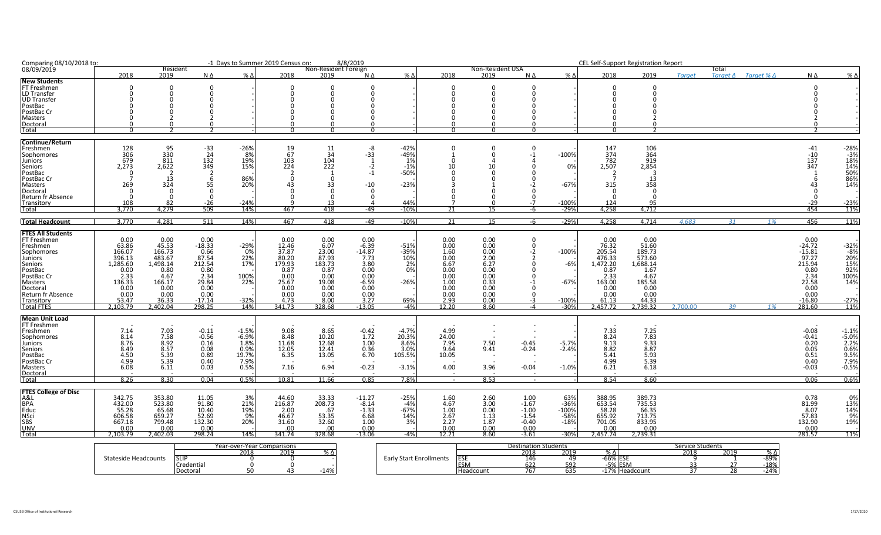Comparing 08/10/2018 to: 08/09/2019 | -1 Days to Summer 2019 Census on: 8/8/2019 | CEL Self-Support Registration Report

| | Resident | | | | Non-Resident Foreign | | | | Non-Resident USA | | | | Total | | | | | | |
|---|---|---|---|---|---|---|---|---|---|---|---|---|---|---|---|---|---|---|---|
| | 2018 | 2019 | N Δ | % Δ | 2018 | 2019 | N Δ | % Δ | 2018 | 2019 | N Δ | % Δ | 2018 | 2019 | *Target* | *Target Δ* | *Target % Δ* | N Δ | % Δ |
| **New Students** | | | | | | | | | | | | | | | | | | | |
| FT Freshmen | 0 | 0 | 0 | - | 0 | 0 | 0 | - | 0 | 0 | 0 | - | 0 | 0 | | | | 0 | - |
| LD Transfer | 0 | 0 | 0 | - | 0 | 0 | 0 | - | 0 | 0 | 0 | - | 0 | 0 | | | | 0 | - |
| UD Transfer | 0 | 0 | 0 | - | 0 | 0 | 0 | - | 0 | 0 | 0 | - | 0 | 0 | | | | 0 | - |
| PostBac | 0 | 0 | 0 | - | 0 | 0 | 0 | - | 0 | 0 | 0 | - | 0 | 0 | | | | 0 | - |
| PostBac Cr | 0 | 0 | 0 | - | 0 | 0 | 0 | - | 0 | 0 | 0 | - | 0 | 0 | | | | 0 | - |
| Masters | 0 | 2 | 2 | - | 0 | 0 | 0 | - | 0 | 0 | 0 | - | 0 | 2 | | | | 2 | - |
| Doctoral | 0 | 0 | 0 | - | 0 | 0 | 0 | - | 0 | 0 | 0 | - | 0 | 0 | | | | 0 | - |
| Total | 0 | 2 | 2 | - | 0 | 0 | 0 | - | 0 | 0 | 0 | - | 0 | 2 | | | | 2 | - |
| **Continue/Return** | | | | | | | | | | | | | | | | | | | |
| Freshmen | 128 | 95 | -33 | -26% | 19 | 11 | -8 | -42% | 0 | 0 | 0 | - | 147 | 106 | | | | -41 | -28% |
| Sophomores | 306 | 330 | 24 | 8% | 67 | 34 | -33 | -49% | 1 | 0 | -1 | -100% | 374 | 364 | | | | -10 | -3% |
| Juniors | 679 | 811 | 132 | 19% | 103 | 104 | 1 | 1% | 0 | 4 | 4 | - | 782 | 919 | | | | 137 | 18% |
| Seniors | 2,273 | 2,622 | 349 | 15% | 224 | 222 | -2 | -1% | 10 | 10 | 0 | 0% | 2,507 | 2,854 | | | | 347 | 14% |
| PostBac | 0 | 2 | 2 | - | 2 | 1 | -1 | -50% | 0 | 0 | 0 | - | 2 | 3 | | | | 1 | 50% |
| PostBac Cr | 7 | 13 | 6 | 86% | 0 | 0 | | | 0 | 0 | 0 | - | 7 | 13 | | | | 6 | 86% |
| Masters | 269 | 324 | 55 | 20% | 43 | 33 | -10 | -23% | 3 | 1 | -2 | -67% | 315 | 358 | | | | 43 | 14% |
| Doctoral | 0 | 0 | 0 | - | 0 | 0 | 0 | - | 0 | 0 | 0 | - | 0 | 0 | | | | 0 | - |
| Return fr Absence | 0 | 0 | 0 | - | 0 | 0 | 0 | - | 0 | 0 | 0 | - | 0 | 0 | | | | 0 | - |
| Transitory | 108 | 82 | -26 | -24% | 9 | 13 | 4 | 44% | 7 | 0 | -7 | -100% | 124 | 95 | | | | -29 | -23% |
| Total | 3,770 | 4,279 | 509 | 14% | 467 | 418 | -49 | -10% | 21 | 15 | -6 | -29% | 4,258 | 4,712 | | | | 454 | 11% |
| **Total Headcount** | 3,770 | 4,281 | 511 | 14% | 467 | 418 | -49 | -10% | 21 | 15 | -6 | -29% | 4,258 | 4,714 | *4,683* | *31* | *1%* | 456 | 11% |
| **FTES All Students** | | | | | | | | | | | | | | | | | | | |
| FT Freshmen | 0.00 | 0.00 | 0.00 | - | 0.00 | 0.00 | 0.00 | | 0.00 | 0.00 | 0 | - | 0.00 | 0.00 | | | | 0.00 | - |
| Freshmen | 63.86 | 45.53 | -18.33 | -29% | 12.46 | 6.07 | -6.39 | -51% | 0.00 | 0.00 | 0 | - | 76.32 | 51.60 | | | | -24.72 | -32% |
| Sophomores | 166.07 | 166.73 | 0.66 | 0% | 37.87 | 23.00 | -14.87 | -39% | 1.60 | 0.00 | -2 | -100% | 205.54 | 189.73 | | | | -15.81 | -8% |
| Juniors | 396.13 | 483.67 | 87.54 | 22% | 80.20 | 87.93 | 7.73 | 10% | 0.00 | 2.00 | 2 | - | 476.33 | 573.60 | | | | 97.27 | 20% |
| Seniors | 1,285.60 | 1,498.14 | 212.54 | 17% | 179.93 | 183.73 | 3.80 | 2% | 6.67 | 6.27 | 0 | -6% | 1,472.20 | 1,688.14 | | | | 215.94 | 15% |
| PostBac | 0.00 | 0.80 | 0.80 | - | 0.87 | 0.87 | 0.00 | 0% | 0.00 | 0.00 | 0 | - | 0.87 | 1.67 | | | | 0.80 | 92% |
| PostBac Cr | 2.33 | 4.67 | 2.34 | 100% | 0.00 | 0.00 | 0.00 | | 0.00 | 0.00 | 0 | - | 2.33 | 4.67 | | | | 2.34 | 100% |
| Masters | 136.33 | 166.17 | 29.84 | 22% | 25.67 | 19.08 | -6.59 | -26% | 1.00 | 0.33 | -1 | -67% | 163.00 | 185.58 | | | | 22.58 | 14% |
| Doctoral | 0.00 | 0.00 | 0.00 | - | 0.00 | 0.00 | 0.00 | | 0.00 | 0.00 | 0 | - | 0.00 | 0.00 | | | | 0.00 | - |
| Return fr Absence | 0.00 | 0.00 | 0.00 | - | 0.00 | 0.00 | 0.00 | | 0.00 | 0.00 | 0 | - | 0.00 | 0.00 | | | | 0.00 | - |
| Transitory | 53.47 | 36.33 | -17.14 | -32% | 4.73 | 8.00 | 3.27 | 69% | 2.93 | 0.00 | -3 | -100% | 61.13 | 44.33 | | | | -16.80 | -27% |
| Total FTES | 2,103.79 | 2,402.04 | 298.25 | 14% | 341.73 | 328.68 | -13.05 | -4% | 12.20 | 8.60 | -4 | -30% | 2,457.72 | 2,739.32 | *2,700.00* | *39* | *1%* | 281.60 | 11% |
| **Mean Unit Load** | | | | | | | | | | | | | | | | | | | |
| FT Freshmen | - | - | - | | - | - | - | | - | - | - | | - | - | | | | - | |
| Freshmen | 7.14 | 7.03 | -0.11 | -1.5% | 9.08 | 8.65 | -0.42 | -4.7% | 4.99 | - | - | | 7.33 | 7.25 | | | | -0.08 | -1.1% |
| Sophomores | 8.14 | 7.58 | -0.56 | -6.9% | 8.48 | 10.20 | 1.72 | 20.3% | 24.00 | - | - | | 8.24 | 7.83 | | | | -0.41 | -5.0% |
| Juniors | 8.76 | 8.92 | 0.16 | 1.8% | 11.68 | 12.68 | 1.00 | 8.6% | 7.95 | 7.50 | -0.45 | -5.7% | 9.13 | 9.33 | | | | 0.20 | 2.2% |
| Seniors | 8.49 | 8.57 | 0.08 | 0.9% | 12.05 | 12.41 | 0.36 | 3.0% | 9.64 | 9.41 | -0.24 | -2.4% | 8.82 | 8.87 | | | | 0.05 | 0.6% |
| PostBac | 4.50 | 5.39 | 0.89 | 19.7% | 6.35 | 13.05 | 6.70 | 105.5% | 10.05 | - | - | | 5.41 | 5.93 | | | | 0.51 | 9.5% |
| PostBac Cr | 4.99 | 5.39 | 0.40 | 7.9% | - | - | - | | - | - | - | | 4.99 | 5.39 | | | | 0.40 | 7.9% |
| Masters | 6.08 | 6.11 | 0.03 | 0.5% | 7.16 | 6.94 | -0.23 | -3.1% | 4.00 | 3.96 | -0.04 | -1.0% | 6.21 | 6.18 | | | | -0.03 | -0.5% |
| Doctoral | - | - | - | | - | - | - | | - | - | - | | - | - | | | | - | |
| Total | 8.26 | 8.30 | 0.04 | 0.5% | 10.81 | 11.66 | 0.85 | 7.8% | - | 8.53 | - | - | 8.54 | 8.60 | | | | 0.06 | 0.6% |
| **FTES College of Disc** | | | | | | | | | | | | | | | | | | | |
| A&L | 342.75 | 353.80 | 11.05 | 3% | 44.60 | 33.33 | -11.27 | -25% | 1.60 | 2.60 | 1.00 | 63% | 388.95 | 389.73 | | | | 0.78 | 0% |
| BPA | 432.00 | 523.80 | 91.80 | 21% | 216.87 | 208.73 | -8.14 | -4% | 4.67 | 3.00 | -1.67 | -36% | 653.54 | 735.53 | | | | 81.99 | 13% |
| Educ | 55.28 | 65.68 | 10.40 | 19% | 2.00 | .67 | -1.33 | -67% | 1.00 | 0.00 | -1.00 | -100% | 58.28 | 66.35 | | | | 8.07 | 14% |
| NSci | 606.58 | 659.27 | 52.69 | 9% | 46.67 | 53.35 | 6.68 | 14% | 2.67 | 1.13 | -1.54 | -58% | 655.92 | 713.75 | | | | 57.83 | 9% |
| SBS | 667.18 | 799.48 | 132.30 | 20% | 31.60 | 32.60 | 1.00 | 3% | 2.27 | 1.87 | -0.40 | -18% | 701.05 | 833.95 | | | | 132.90 | 19% |
| UNV | 0.00 | 0.00 | 0.00 | - | .00 | .00 | 0.00 | | 0.00 | 0.00 | 0.00 | | 0.00 | 0.00 | | | | 0.00 | - |
| Total | 2,103.79 | 2,402.03 | 298.24 | 14% | 341.74 | 328.68 | -13.06 | -4% | 12.21 | 8.60 | -3.61 | -30% | 2,457.74 | 2,739.31 | | | | 281.57 | 11% |

| Year-over-Year Comparisons | | 2018 | 2019 | % Δ |
|---|---|---|---|---|
| Stateside Headcounts | SLIP | 0 | 0 | - |
| | Credential | 0 | 0 | |
| | Doctoral | 50 | 43 | -14% |

| | Destination Students | 2018 | 2019 | % Δ | Service Students | 2018 | 2019 | % Δ |
|---|---|---|---|---|---|---|---|---|
| Early Start Enrollments | ESE | 146 | 49 | -66% | ESE | 9 | 1 | -89% |
| | ESM | 622 | 592 | -5% | ESM | 33 | 27 | -18% |
| | Headcount | 767 | 635 | -17% | Headcount | 37 | 28 | -24% |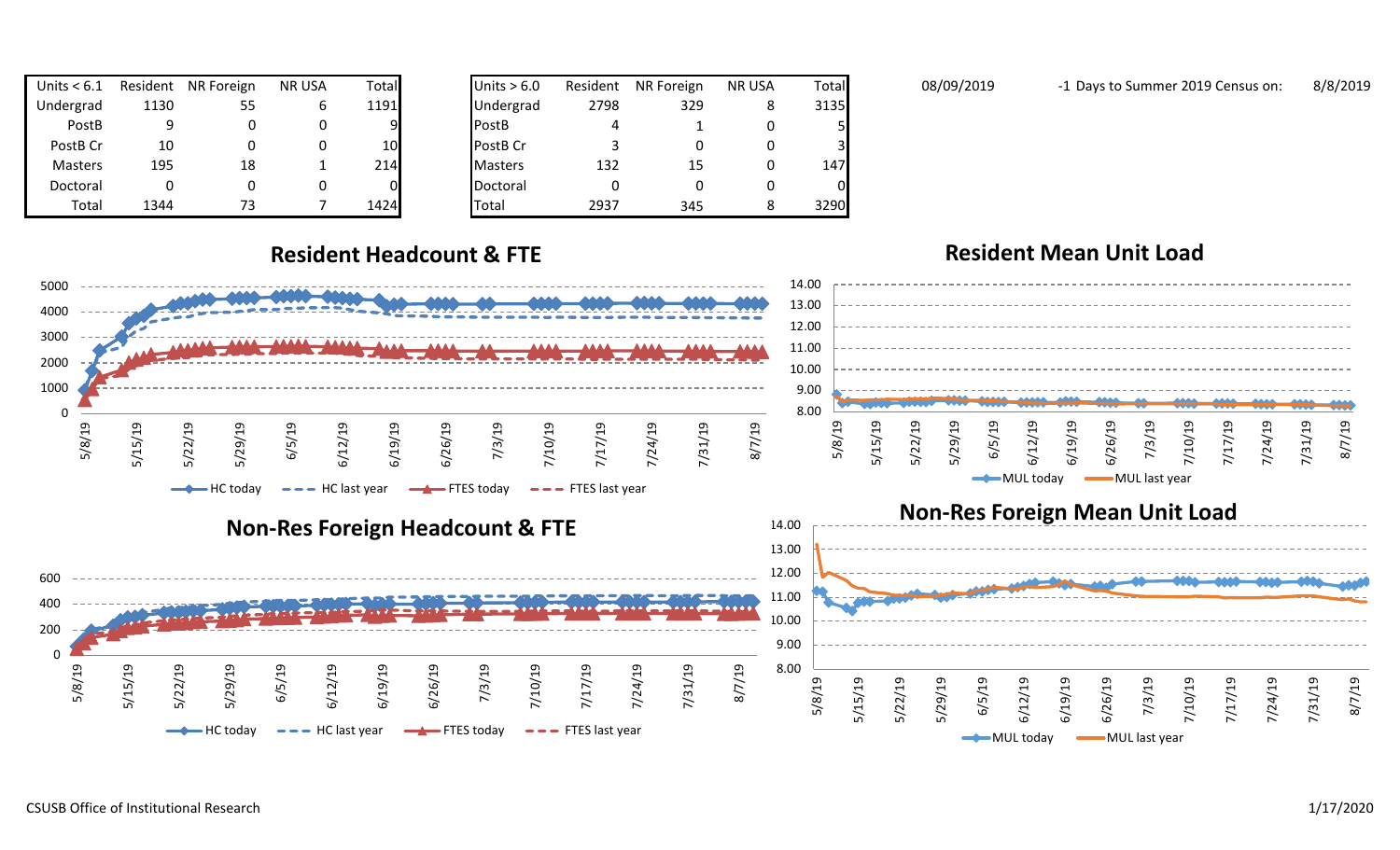| Units < 6.1 | Resident | NR Foreign | NR USA | Total |
| --- | --- | --- | --- | --- |
| Undergrad | 1130 | 55 | 6 | 1191 |
| PostB | 9 | 0 | 0 | 9 |
| PostB Cr | 10 | 0 | 0 | 10 |
| Masters | 195 | 18 | 1 | 214 |
| Doctoral | 0 | 0 | 0 | 0 |
| Total | 1344 | 73 | 7 | 1424 |

| Units > 6.0 | Resident | NR Foreign | NR USA | Total |
| --- | --- | --- | --- | --- |
| Undergrad | 2798 | 329 | 8 | 3135 |
| PostB | 4 | 1 | 0 | 5 |
| PostB Cr | 3 | 0 | 0 | 3 |
| Masters | 132 | 15 | 0 | 147 |
| Doctoral | 0 | 0 | 0 | 0 |
| Total | 2937 | 345 | 8 | 3290 |

08/09/2019

-1 Days to Summer 2019 Census on: 8/8/2019

## Resident Headcount & FTE

5000
4000
3000
2000
1000
0

5/8/19 5/15/19 5/22/19 5/29/19 6/5/19 6/12/19 6/19/19 6/26/19 7/3/19 7/10/19 7/17/19 7/24/19 7/31/19 8/7/19

HC today, HC last year, FTES today, FTES last year

## Resident Mean Unit Load

14.00
13.00
12.00
11.00
10.00
9.00
8.00

5/8/19 5/15/19 5/22/19 5/29/19 6/5/19 6/12/19 6/19/19 6/26/19 7/3/19 7/10/19 7/17/19 7/24/19 7/31/19 8/7/19

MUL today, MUL last year

## Non-Res Foreign Headcount & FTE

600
400
200
0

5/8/19 5/15/19 5/22/19 5/29/19 6/5/19 6/12/19 6/19/19 6/26/19 7/3/19 7/10/19 7/17/19 7/24/19 7/31/19 8/7/19

HC today, HC last year, FTES today, FTES last year

## Non-Res Foreign Mean Unit Load

14.00
13.00
12.00
11.00
10.00
9.00
8.00

5/8/19 5/15/19 5/22/19 5/29/19 6/5/19 6/12/19 6/19/19 6/26/19 7/3/19 7/10/19 7/17/19 7/24/19 7/31/19 8/7/19

MUL today, MUL last year

CSUSB Office of Institutional Research

1/17/2020